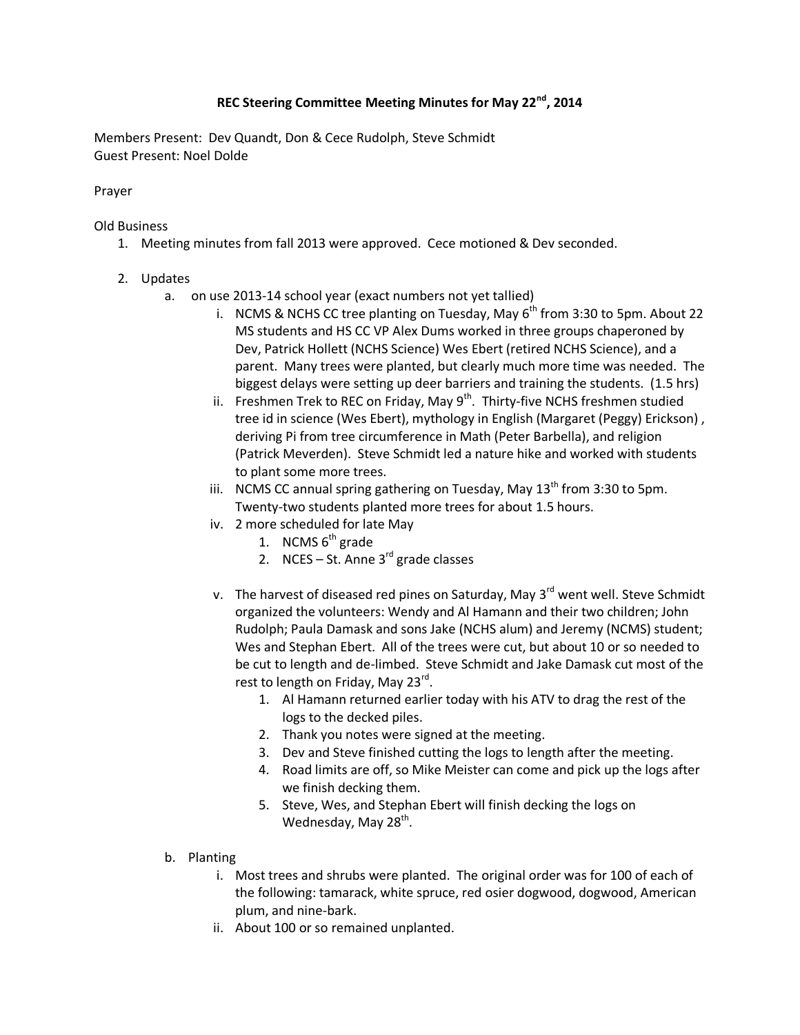# REC Steering Committee Meeting Minutes for May 22nd, 2014

Members Present: Dev Quandt, Don & Cece Rudolph, Steve Schmidt
Guest Present: Noel Dolde

Prayer

Old Business

1. Meeting minutes from fall 2013 were approved. Cece motioned & Dev seconded.

2. Updates
   a. on use 2013-14 school year (exact numbers not yet tallied)
      i. NCMS & NCHS CC tree planting on Tuesday, May 6th from 3:30 to 5pm. About 22 MS students and HS CC VP Alex Dums worked in three groups chaperoned by Dev, Patrick Hollett (NCHS Science) Wes Ebert (retired NCHS Science), and a parent. Many trees were planted, but clearly much more time was needed. The biggest delays were setting up deer barriers and training the students. (1.5 hrs)
      ii. Freshmen Trek to REC on Friday, May 9th. Thirty-five NCHS freshmen studied tree id in science (Wes Ebert), mythology in English (Margaret (Peggy) Erickson) , deriving Pi from tree circumference in Math (Peter Barbella), and religion (Patrick Meverden). Steve Schmidt led a nature hike and worked with students to plant some more trees.
      iii. NCMS CC annual spring gathering on Tuesday, May 13th from 3:30 to 5pm. Twenty-two students planted more trees for about 1.5 hours.
      iv. 2 more scheduled for late May
         1. NCMS 6th grade
         2. NCES – St. Anne 3rd grade classes
      v. The harvest of diseased red pines on Saturday, May 3rd went well. Steve Schmidt organized the volunteers: Wendy and Al Hamann and their two children; John Rudolph; Paula Damask and sons Jake (NCHS alum) and Jeremy (NCMS) student; Wes and Stephan Ebert. All of the trees were cut, but about 10 or so needed to be cut to length and de-limbed. Steve Schmidt and Jake Damask cut most of the rest to length on Friday, May 23rd.
         1. Al Hamann returned earlier today with his ATV to drag the rest of the logs to the decked piles.
         2. Thank you notes were signed at the meeting.
         3. Dev and Steve finished cutting the logs to length after the meeting.
         4. Road limits are off, so Mike Meister can come and pick up the logs after we finish decking them.
         5. Steve, Wes, and Stephan Ebert will finish decking the logs on Wednesday, May 28th.

   b. Planting
      i. Most trees and shrubs were planted. The original order was for 100 of each of the following: tamarack, white spruce, red osier dogwood, dogwood, American plum, and nine-bark.
      ii. About 100 or so remained unplanted.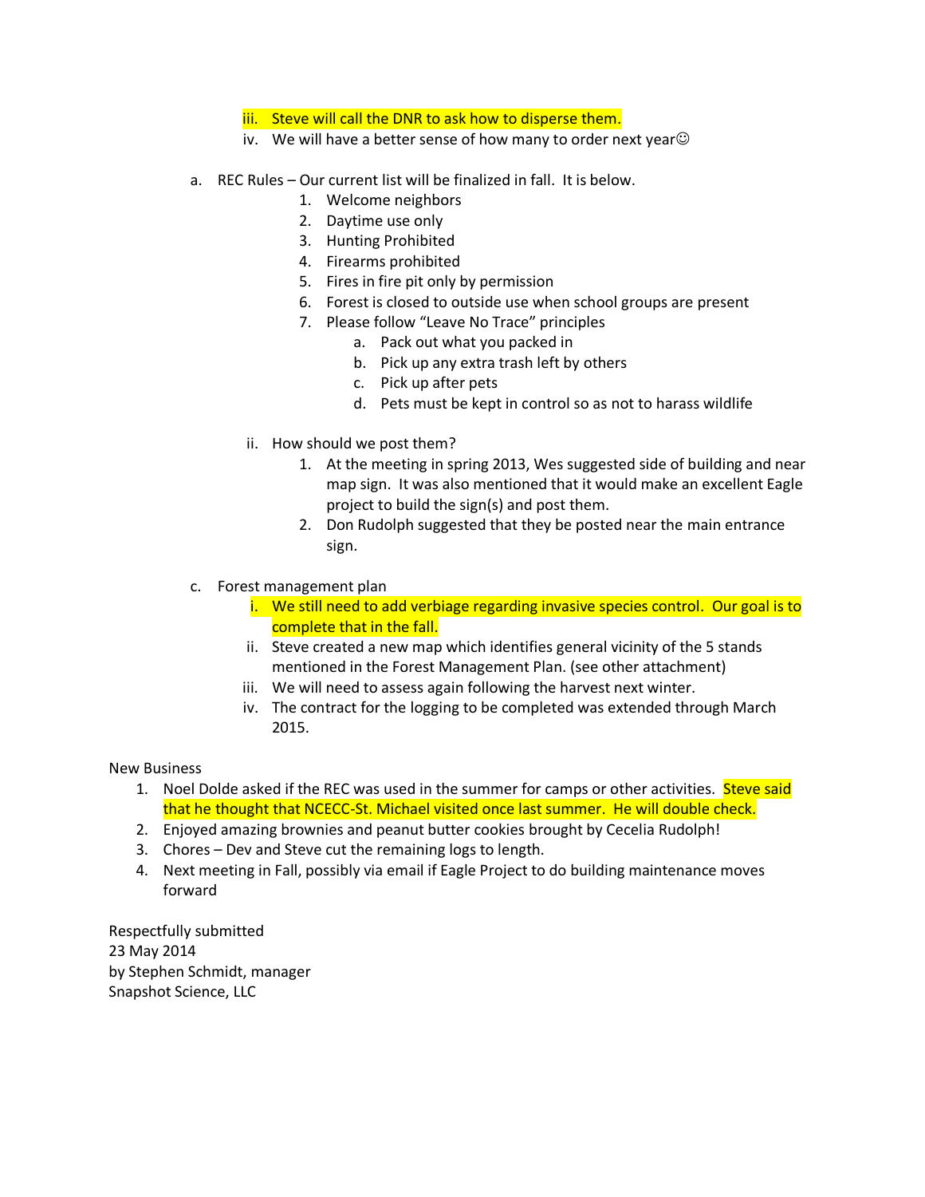iii. Steve will call the DNR to ask how to disperse them.
iv. We will have a better sense of how many to order next year☺

a. REC Rules – Our current list will be finalized in fall. It is below.
   1. Welcome neighbors
   2. Daytime use only
   3. Hunting Prohibited
   4. Firearms prohibited
   5. Fires in fire pit only by permission
   6. Forest is closed to outside use when school groups are present
   7. Please follow "Leave No Trace" principles
      a. Pack out what you packed in
      b. Pick up any extra trash left by others
      c. Pick up after pets
      d. Pets must be kept in control so as not to harass wildlife

   ii. How should we post them?
      1. At the meeting in spring 2013, Wes suggested side of building and near map sign. It was also mentioned that it would make an excellent Eagle project to build the sign(s) and post them.
      2. Don Rudolph suggested that they be posted near the main entrance sign.

c. Forest management plan
   i. We still need to add verbiage regarding invasive species control. Our goal is to complete that in the fall.
   ii. Steve created a new map which identifies general vicinity of the 5 stands mentioned in the Forest Management Plan. (see other attachment)
   iii. We will need to assess again following the harvest next winter.
   iv. The contract for the logging to be completed was extended through March 2015.

New Business

1. Noel Dolde asked if the REC was used in the summer for camps or other activities. Steve said that he thought that NCECC-St. Michael visited once last summer. He will double check.
2. Enjoyed amazing brownies and peanut butter cookies brought by Cecelia Rudolph!
3. Chores – Dev and Steve cut the remaining logs to length.
4. Next meeting in Fall, possibly via email if Eagle Project to do building maintenance moves forward

Respectfully submitted
23 May 2014
by Stephen Schmidt, manager
Snapshot Science, LLC